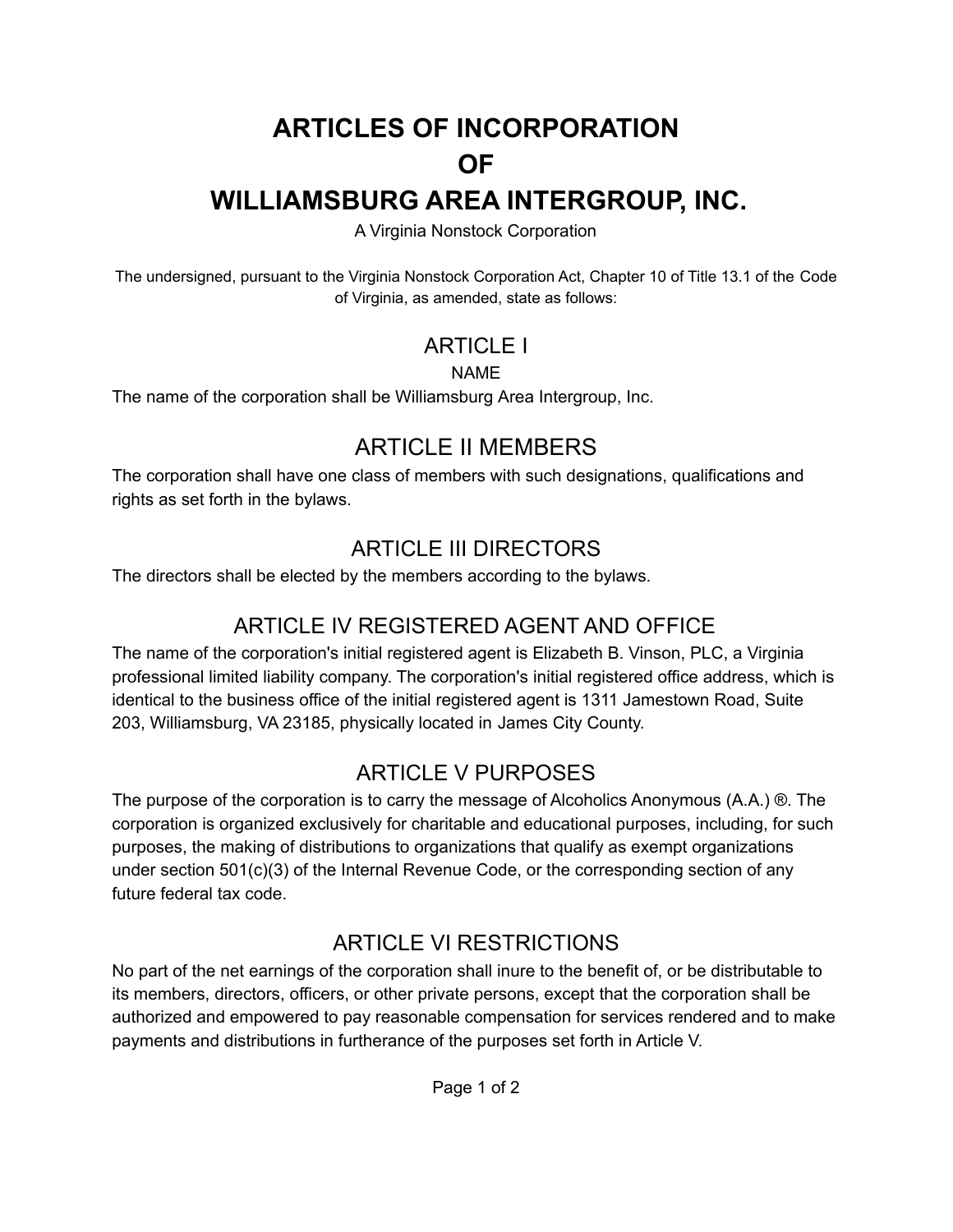# ARTICLES OF INCORPORATION
# OF
# WILLIAMSBURG AREA INTERGROUP, INC.

A Virginia Nonstock Corporation

The undersigned, pursuant to the Virginia Nonstock Corporation Act, Chapter 10 of Title 13.1 of the Code of Virginia, as amended, state as follows:

## ARTICLE I

NAME

The name of the corporation shall be Williamsburg Area Intergroup, Inc.

## ARTICLE II MEMBERS

The corporation shall have one class of members with such designations, qualifications and rights as set forth in the bylaws.

## ARTICLE III DIRECTORS

The directors shall be elected by the members according to the bylaws.

## ARTICLE IV REGISTERED AGENT AND OFFICE

The name of the corporation's initial registered agent is Elizabeth B. Vinson, PLC, a Virginia professional limited liability company. The corporation's initial registered office address, which is identical to the business office of the initial registered agent is 1311 Jamestown Road, Suite 203, Williamsburg, VA 23185, physically located in James City County.

## ARTICLE V PURPOSES

The purpose of the corporation is to carry the message of Alcoholics Anonymous (A.A.) ®. The corporation is organized exclusively for charitable and educational purposes, including, for such purposes, the making of distributions to organizations that qualify as exempt organizations under section 501(c)(3) of the Internal Revenue Code, or the corresponding section of any future federal tax code.

## ARTICLE VI RESTRICTIONS

No part of the net earnings of the corporation shall inure to the benefit of, or be distributable to its members, directors, officers, or other private persons, except that the corporation shall be authorized and empowered to pay reasonable compensation for services rendered and to make payments and distributions in furtherance of the purposes set forth in Article V.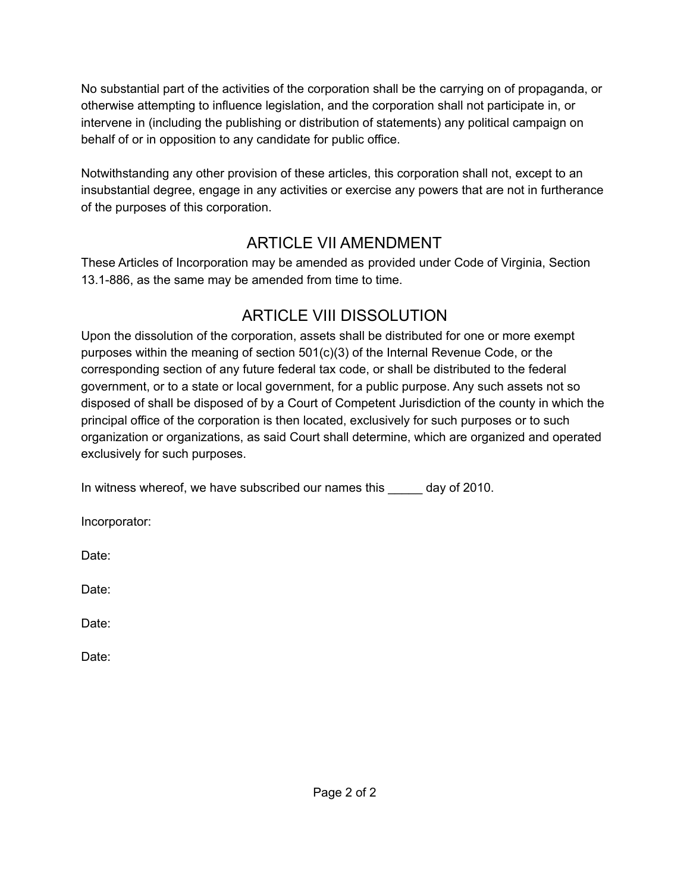No substantial part of the activities of the corporation shall be the carrying on of propaganda, or otherwise attempting to influence legislation, and the corporation shall not participate in, or intervene in (including the publishing or distribution of statements) any political campaign on behalf of or in opposition to any candidate for public office.

Notwithstanding any other provision of these articles, this corporation shall not, except to an insubstantial degree, engage in any activities or exercise any powers that are not in furtherance of the purposes of this corporation.

## ARTICLE VII AMENDMENT

These Articles of Incorporation may be amended as provided under Code of Virginia, Section 13.1-886, as the same may be amended from time to time.

## ARTICLE VIII DISSOLUTION

Upon the dissolution of the corporation, assets shall be distributed for one or more exempt purposes within the meaning of section 501(c)(3) of the Internal Revenue Code, or the corresponding section of any future federal tax code, or shall be distributed to the federal government, or to a state or local government, for a public purpose. Any such assets not so disposed of shall be disposed of by a Court of Competent Jurisdiction of the county in which the principal office of the corporation is then located, exclusively for such purposes or to such organization or organizations, as said Court shall determine, which are organized and operated exclusively for such purposes.

In witness whereof, we have subscribed our names this _____ day of 2010.

Incorporator:

Date:

Date:

Date:

Date: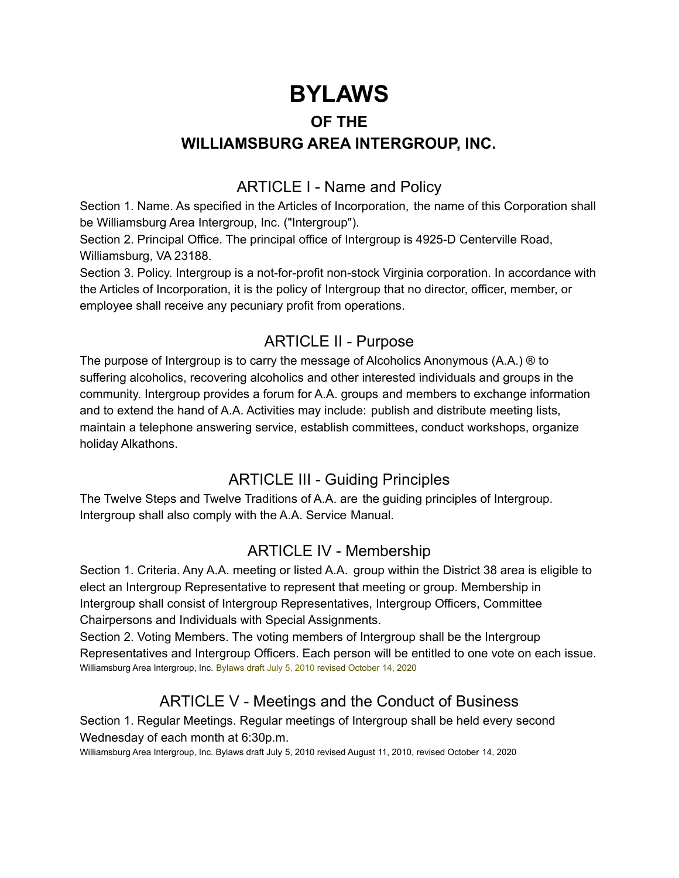# BYLAWS

## OF THE

## WILLIAMSBURG AREA INTERGROUP, INC.

### ARTICLE I - Name and Policy

Section 1. Name. As specified in the Articles of Incorporation, the name of this Corporation shall be Williamsburg Area Intergroup, Inc. ("Intergroup").

Section 2. Principal Office. The principal office of Intergroup is 4925-D Centerville Road, Williamsburg, VA 23188.

Section 3. Policy. Intergroup is a not-for-profit non-stock Virginia corporation. In accordance with the Articles of Incorporation, it is the policy of Intergroup that no director, officer, member, or employee shall receive any pecuniary profit from operations.

### ARTICLE II - Purpose

The purpose of Intergroup is to carry the message of Alcoholics Anonymous (A.A.) ® to suffering alcoholics, recovering alcoholics and other interested individuals and groups in the community. Intergroup provides a forum for A.A. groups and members to exchange information and to extend the hand of A.A. Activities may include: publish and distribute meeting lists, maintain a telephone answering service, establish committees, conduct workshops, organize holiday Alkathons.

### ARTICLE III - Guiding Principles

The Twelve Steps and Twelve Traditions of A.A. are the guiding principles of Intergroup. Intergroup shall also comply with the A.A. Service Manual.

### ARTICLE IV - Membership

Section 1. Criteria. Any A.A. meeting or listed A.A. group within the District 38 area is eligible to elect an Intergroup Representative to represent that meeting or group. Membership in Intergroup shall consist of Intergroup Representatives, Intergroup Officers, Committee Chairpersons and Individuals with Special Assignments.

Section 2. Voting Members. The voting members of Intergroup shall be the Intergroup Representatives and Intergroup Officers. Each person will be entitled to one vote on each issue.

### ARTICLE V - Meetings and the Conduct of Business

Section 1. Regular Meetings. Regular meetings of Intergroup shall be held every second Wednesday of each month at 6:30p.m.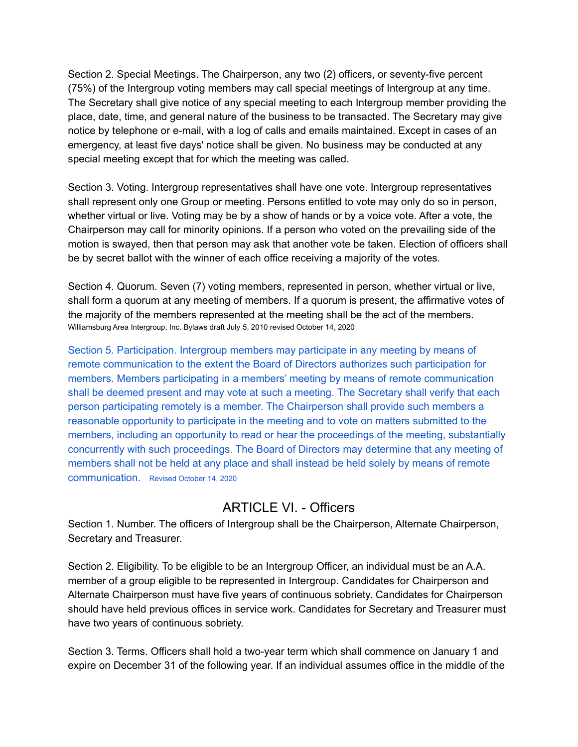Section 2. Special Meetings. The Chairperson, any two (2) officers, or seventy-five percent (75%) of the Intergroup voting members may call special meetings of Intergroup at any time. The Secretary shall give notice of any special meeting to each Intergroup member providing the place, date, time, and general nature of the business to be transacted. The Secretary may give notice by telephone or e-mail, with a log of calls and emails maintained. Except in cases of an emergency, at least five days' notice shall be given. No business may be conducted at any special meeting except that for which the meeting was called.

Section 3. Voting. Intergroup representatives shall have one vote. Intergroup representatives shall represent only one Group or meeting. Persons entitled to vote may only do so in person, whether virtual or live. Voting may be by a show of hands or by a voice vote. After a vote, the Chairperson may call for minority opinions. If a person who voted on the prevailing side of the motion is swayed, then that person may ask that another vote be taken. Election of officers shall be by secret ballot with the winner of each office receiving a majority of the votes.

Section 4. Quorum. Seven (7) voting members, represented in person, whether virtual or live, shall form a quorum at any meeting of members. If a quorum is present, the affirmative votes of the majority of the members represented at the meeting shall be the act of the members.

Section 5. Participation. Intergroup members may participate in any meeting by means of remote communication to the extent the Board of Directors authorizes such participation for members. Members participating in a members' meeting by means of remote communication shall be deemed present and may vote at such a meeting. The Secretary shall verify that each person participating remotely is a member. The Chairperson shall provide such members a reasonable opportunity to participate in the meeting and to vote on matters submitted to the members, including an opportunity to read or hear the proceedings of the meeting, substantially concurrently with such proceedings. The Board of Directors may determine that any meeting of members shall not be held at any place and shall instead be held solely by means of remote communication. Revised October 14, 2020

## ARTICLE VI. - Officers

Section 1. Number. The officers of Intergroup shall be the Chairperson, Alternate Chairperson, Secretary and Treasurer.

Section 2. Eligibility. To be eligible to be an Intergroup Officer, an individual must be an A.A. member of a group eligible to be represented in Intergroup. Candidates for Chairperson and Alternate Chairperson must have five years of continuous sobriety. Candidates for Chairperson should have held previous offices in service work. Candidates for Secretary and Treasurer must have two years of continuous sobriety.

Section 3. Terms. Officers shall hold a two-year term which shall commence on January 1 and expire on December 31 of the following year. If an individual assumes office in the middle of the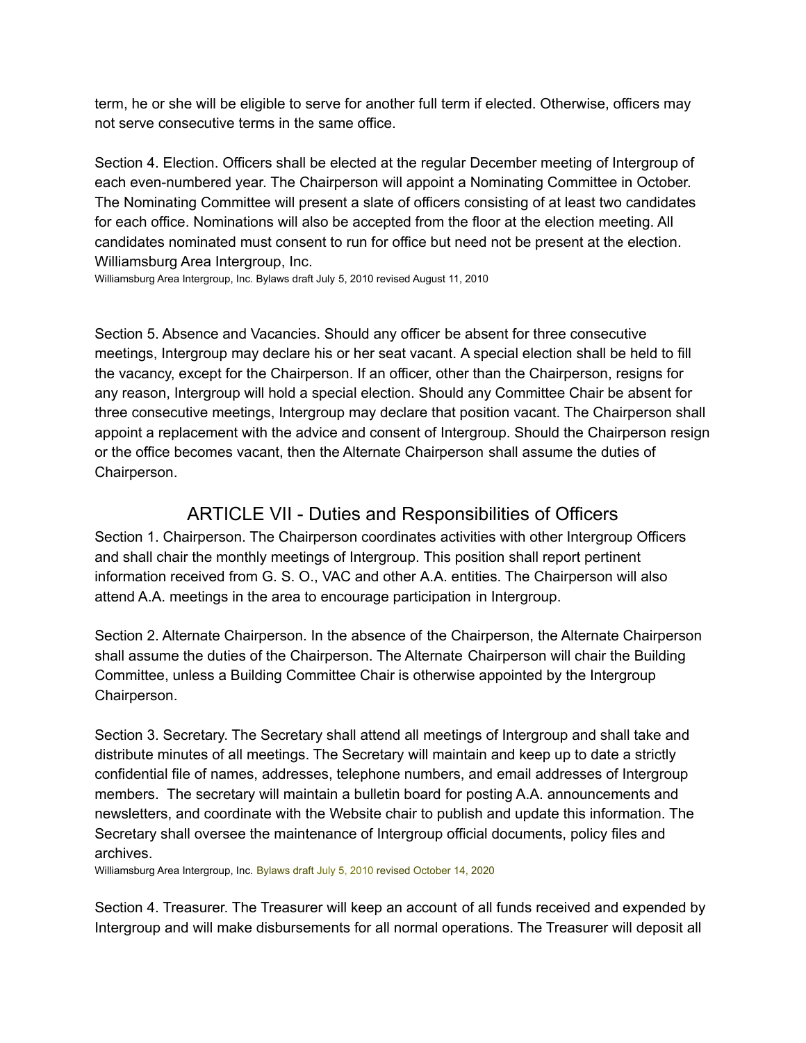term, he or she will be eligible to serve for another full term if elected. Otherwise, officers may not serve consecutive terms in the same office.

Section 4. Election. Officers shall be elected at the regular December meeting of Intergroup of each even-numbered year. The Chairperson will appoint a Nominating Committee in October. The Nominating Committee will present a slate of officers consisting of at least two candidates for each office. Nominations will also be accepted from the floor at the election meeting. All candidates nominated must consent to run for office but need not be present at the election.

Section 5. Absence and Vacancies. Should any officer be absent for three consecutive meetings, Intergroup may declare his or her seat vacant. A special election shall be held to fill the vacancy, except for the Chairperson. If an officer, other than the Chairperson, resigns for any reason, Intergroup will hold a special election. Should any Committee Chair be absent for three consecutive meetings, Intergroup may declare that position vacant. The Chairperson shall appoint a replacement with the advice and consent of Intergroup. Should the Chairperson resign or the office becomes vacant, then the Alternate Chairperson shall assume the duties of Chairperson.

## ARTICLE VII - Duties and Responsibilities of Officers

Section 1. Chairperson. The Chairperson coordinates activities with other Intergroup Officers and shall chair the monthly meetings of Intergroup. This position shall report pertinent information received from G. S. O., VAC and other A.A. entities. The Chairperson will also attend A.A. meetings in the area to encourage participation in Intergroup.

Section 2. Alternate Chairperson. In the absence of the Chairperson, the Alternate Chairperson shall assume the duties of the Chairperson. The Alternate Chairperson will chair the Building Committee, unless a Building Committee Chair is otherwise appointed by the Intergroup Chairperson.

Section 3. Secretary. The Secretary shall attend all meetings of Intergroup and shall take and distribute minutes of all meetings. The Secretary will maintain and keep up to date a strictly confidential file of names, addresses, telephone numbers, and email addresses of Intergroup members. The secretary will maintain a bulletin board for posting A.A. announcements and newsletters, and coordinate with the Website chair to publish and update this information. The Secretary shall oversee the maintenance of Intergroup official documents, policy files and archives.

Section 4. Treasurer. The Treasurer will keep an account of all funds received and expended by Intergroup and will make disbursements for all normal operations. The Treasurer will deposit all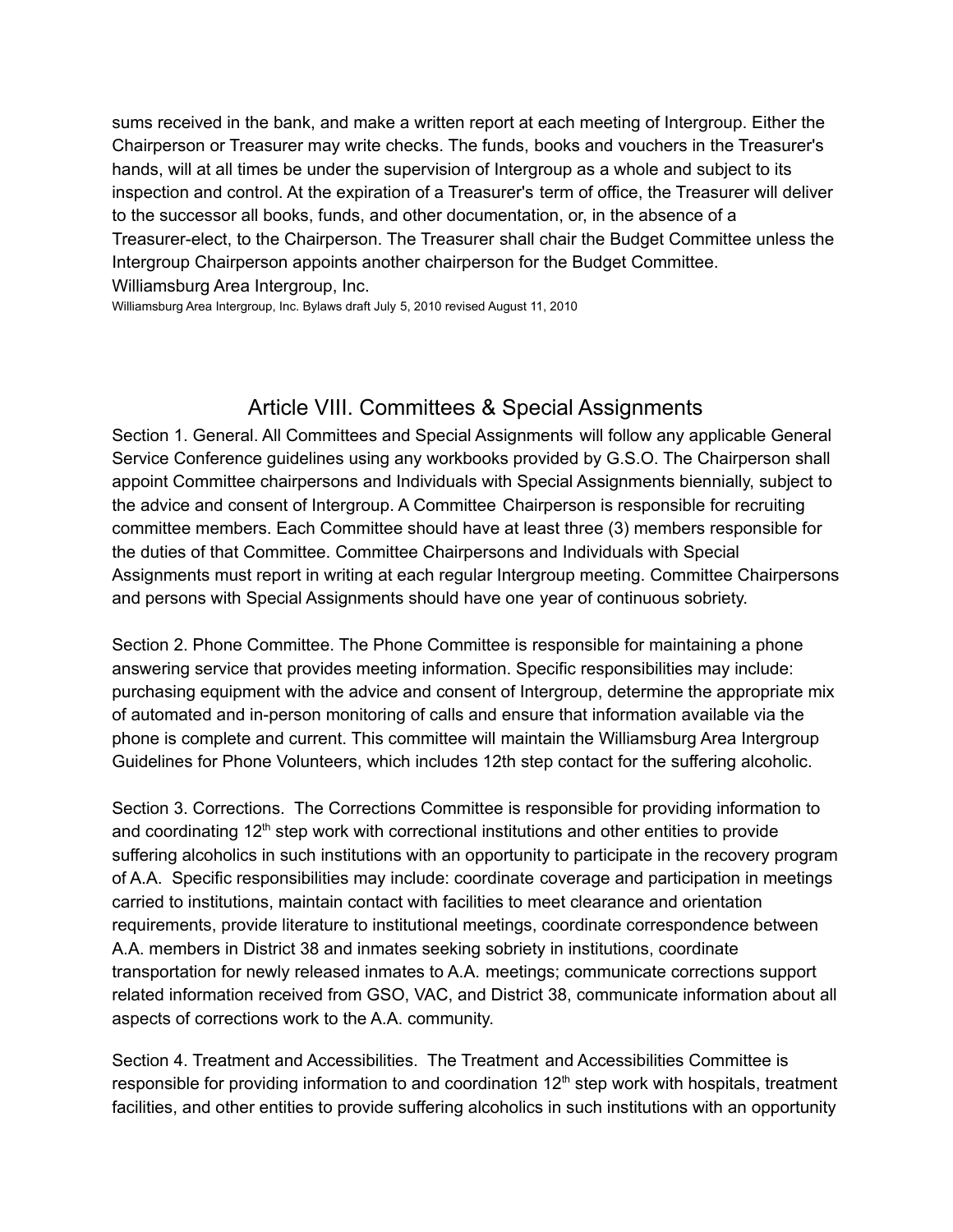sums received in the bank, and make a written report at each meeting of Intergroup. Either the Chairperson or Treasurer may write checks. The funds, books and vouchers in the Treasurer's hands, will at all times be under the supervision of Intergroup as a whole and subject to its inspection and control. At the expiration of a Treasurer's term of office, the Treasurer will deliver to the successor all books, funds, and other documentation, or, in the absence of a Treasurer-elect, to the Chairperson. The Treasurer shall chair the Budget Committee unless the Intergroup Chairperson appoints another chairperson for the Budget Committee.

## Article VIII. Committees & Special Assignments

Section 1. General. All Committees and Special Assignments will follow any applicable General Service Conference guidelines using any workbooks provided by G.S.O. The Chairperson shall appoint Committee chairpersons and Individuals with Special Assignments biennially, subject to the advice and consent of Intergroup. A Committee Chairperson is responsible for recruiting committee members. Each Committee should have at least three (3) members responsible for the duties of that Committee. Committee Chairpersons and Individuals with Special Assignments must report in writing at each regular Intergroup meeting. Committee Chairpersons and persons with Special Assignments should have one year of continuous sobriety.

Section 2. Phone Committee. The Phone Committee is responsible for maintaining a phone answering service that provides meeting information. Specific responsibilities may include: purchasing equipment with the advice and consent of Intergroup, determine the appropriate mix of automated and in-person monitoring of calls and ensure that information available via the phone is complete and current. This committee will maintain the Williamsburg Area Intergroup Guidelines for Phone Volunteers, which includes 12th step contact for the suffering alcoholic.

Section 3. Corrections. The Corrections Committee is responsible for providing information to and coordinating 12th step work with correctional institutions and other entities to provide suffering alcoholics in such institutions with an opportunity to participate in the recovery program of A.A. Specific responsibilities may include: coordinate coverage and participation in meetings carried to institutions, maintain contact with facilities to meet clearance and orientation requirements, provide literature to institutional meetings, coordinate correspondence between A.A. members in District 38 and inmates seeking sobriety in institutions, coordinate transportation for newly released inmates to A.A. meetings; communicate corrections support related information received from GSO, VAC, and District 38, communicate information about all aspects of corrections work to the A.A. community.

Section 4. Treatment and Accessibilities. The Treatment and Accessibilities Committee is responsible for providing information to and coordination 12th step work with hospitals, treatment facilities, and other entities to provide suffering alcoholics in such institutions with an opportunity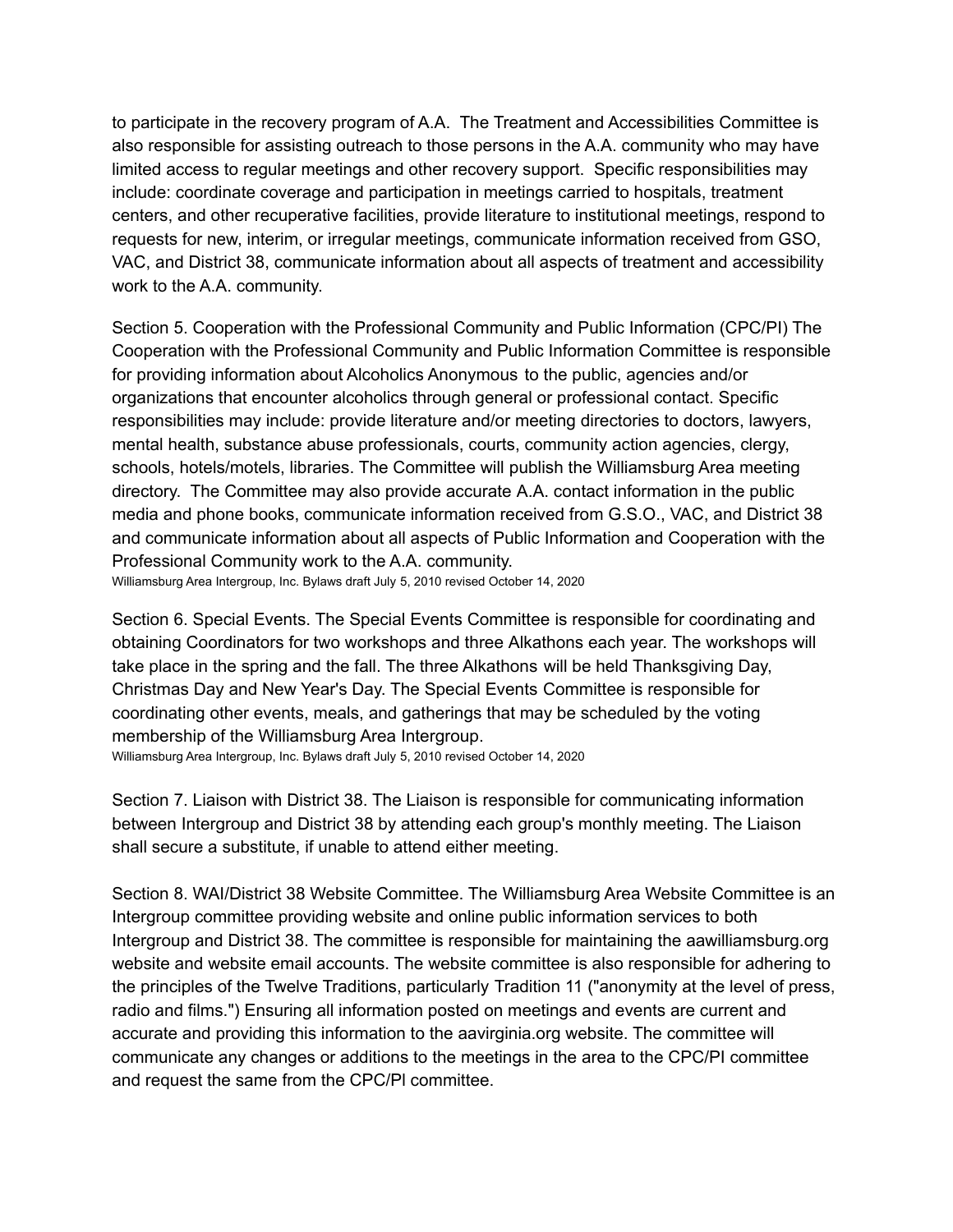to participate in the recovery program of A.A. The Treatment and Accessibilities Committee is also responsible for assisting outreach to those persons in the A.A. community who may have limited access to regular meetings and other recovery support. Specific responsibilities may include: coordinate coverage and participation in meetings carried to hospitals, treatment centers, and other recuperative facilities, provide literature to institutional meetings, respond to requests for new, interim, or irregular meetings, communicate information received from GSO, VAC, and District 38, communicate information about all aspects of treatment and accessibility work to the A.A. community.

Section 5. Cooperation with the Professional Community and Public Information (CPC/PI) The Cooperation with the Professional Community and Public Information Committee is responsible for providing information about Alcoholics Anonymous to the public, agencies and/or organizations that encounter alcoholics through general or professional contact. Specific responsibilities may include: provide literature and/or meeting directories to doctors, lawyers, mental health, substance abuse professionals, courts, community action agencies, clergy, schools, hotels/motels, libraries. The Committee will publish the Williamsburg Area meeting directory. The Committee may also provide accurate A.A. contact information in the public media and phone books, communicate information received from G.S.O., VAC, and District 38 and communicate information about all aspects of Public Information and Cooperation with the Professional Community work to the A.A. community.

Section 6. Special Events. The Special Events Committee is responsible for coordinating and obtaining Coordinators for two workshops and three Alkathons each year. The workshops will take place in the spring and the fall. The three Alkathons will be held Thanksgiving Day, Christmas Day and New Year's Day. The Special Events Committee is responsible for coordinating other events, meals, and gatherings that may be scheduled by the voting membership of the Williamsburg Area Intergroup.

Section 7. Liaison with District 38. The Liaison is responsible for communicating information between Intergroup and District 38 by attending each group's monthly meeting. The Liaison shall secure a substitute, if unable to attend either meeting.

Section 8. WAI/District 38 Website Committee. The Williamsburg Area Website Committee is an Intergroup committee providing website and online public information services to both Intergroup and District 38. The committee is responsible for maintaining the aawilliamsburg.org website and website email accounts. The website committee is also responsible for adhering to the principles of the Twelve Traditions, particularly Tradition 11 ("anonymity at the level of press, radio and films.") Ensuring all information posted on meetings and events are current and accurate and providing this information to the aavirginia.org website. The committee will communicate any changes or additions to the meetings in the area to the CPC/PI committee and request the same from the CPC/PI committee.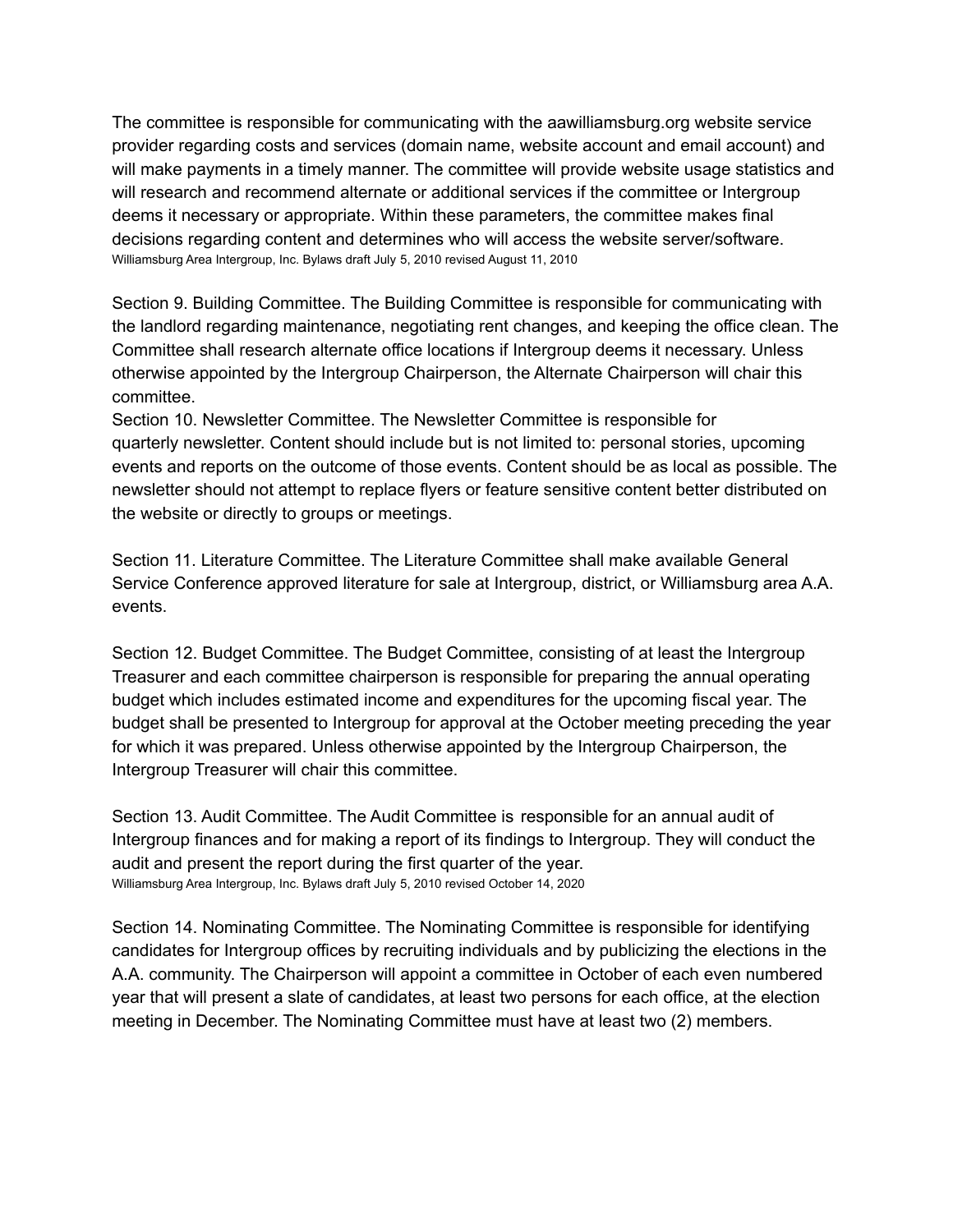The committee is responsible for communicating with the aawilliamsburg.org website service provider regarding costs and services (domain name, website account and email account) and will make payments in a timely manner. The committee will provide website usage statistics and will research and recommend alternate or additional services if the committee or Intergroup deems it necessary or appropriate. Within these parameters, the committee makes final decisions regarding content and determines who will access the website server/software.

Section 9. Building Committee. The Building Committee is responsible for communicating with the landlord regarding maintenance, negotiating rent changes, and keeping the office clean. The Committee shall research alternate office locations if Intergroup deems it necessary. Unless otherwise appointed by the Intergroup Chairperson, the Alternate Chairperson will chair this committee.

Section 10. Newsletter Committee. The Newsletter Committee is responsible for quarterly newsletter. Content should include but is not limited to: personal stories, upcoming events and reports on the outcome of those events. Content should be as local as possible. The newsletter should not attempt to replace flyers or feature sensitive content better distributed on the website or directly to groups or meetings.

Section 11. Literature Committee. The Literature Committee shall make available General Service Conference approved literature for sale at Intergroup, district, or Williamsburg area A.A. events.

Section 12. Budget Committee. The Budget Committee, consisting of at least the Intergroup Treasurer and each committee chairperson is responsible for preparing the annual operating budget which includes estimated income and expenditures for the upcoming fiscal year. The budget shall be presented to Intergroup for approval at the October meeting preceding the year for which it was prepared. Unless otherwise appointed by the Intergroup Chairperson, the Intergroup Treasurer will chair this committee.

Section 13. Audit Committee. The Audit Committee is responsible for an annual audit of Intergroup finances and for making a report of its findings to Intergroup. They will conduct the audit and present the report during the first quarter of the year.

Section 14. Nominating Committee. The Nominating Committee is responsible for identifying candidates for Intergroup offices by recruiting individuals and by publicizing the elections in the A.A. community. The Chairperson will appoint a committee in October of each even numbered year that will present a slate of candidates, at least two persons for each office, at the election meeting in December. The Nominating Committee must have at least two (2) members.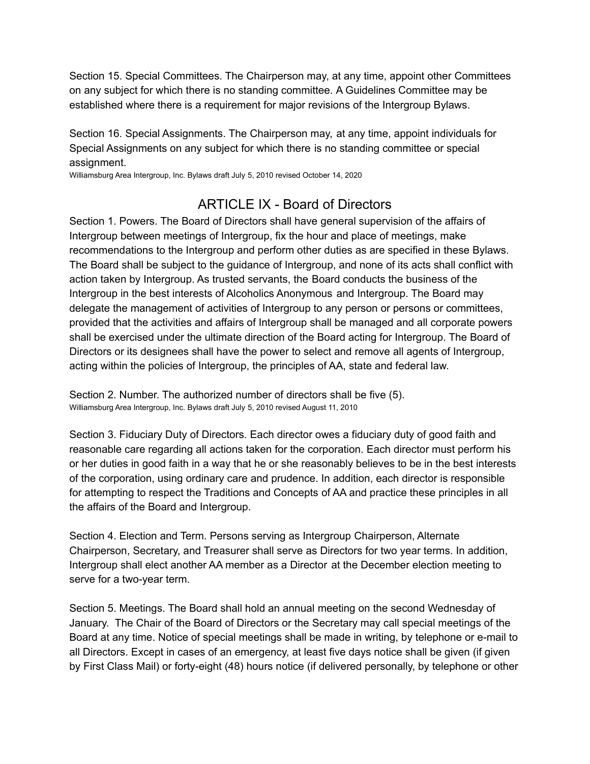Section 15. Special Committees. The Chairperson may, at any time, appoint other Committees on any subject for which there is no standing committee. A Guidelines Committee may be established where there is a requirement for major revisions of the Intergroup Bylaws.

Section 16. Special Assignments. The Chairperson may, at any time, appoint individuals for Special Assignments on any subject for which there is no standing committee or special assignment.

Williamsburg Area Intergroup, Inc. Bylaws draft July 5, 2010 revised October 14, 2020

## ARTICLE IX - Board of Directors

Section 1. Powers. The Board of Directors shall have general supervision of the affairs of Intergroup between meetings of Intergroup, fix the hour and place of meetings, make recommendations to the Intergroup and perform other duties as are specified in these Bylaws. The Board shall be subject to the guidance of Intergroup, and none of its acts shall conflict with action taken by Intergroup. As trusted servants, the Board conducts the business of the Intergroup in the best interests of Alcoholics Anonymous and Intergroup. The Board may delegate the management of activities of Intergroup to any person or persons or committees, provided that the activities and affairs of Intergroup shall be managed and all corporate powers shall be exercised under the ultimate direction of the Board acting for Intergroup. The Board of Directors or its designees shall have the power to select and remove all agents of Intergroup, acting within the policies of Intergroup, the principles of AA, state and federal law.

Section 2. Number. The authorized number of directors shall be five (5).

Williamsburg Area Intergroup, Inc. Bylaws draft July 5, 2010 revised August 11, 2010

Section 3. Fiduciary Duty of Directors. Each director owes a fiduciary duty of good faith and reasonable care regarding all actions taken for the corporation. Each director must perform his or her duties in good faith in a way that he or she reasonably believes to be in the best interests of the corporation, using ordinary care and prudence. In addition, each director is responsible for attempting to respect the Traditions and Concepts of AA and practice these principles in all the affairs of the Board and Intergroup.

Section 4. Election and Term. Persons serving as Intergroup Chairperson, Alternate Chairperson, Secretary, and Treasurer shall serve as Directors for two year terms. In addition, Intergroup shall elect another AA member as a Director at the December election meeting to serve for a two-year term.

Section 5. Meetings. The Board shall hold an annual meeting on the second Wednesday of January. The Chair of the Board of Directors or the Secretary may call special meetings of the Board at any time. Notice of special meetings shall be made in writing, by telephone or e-mail to all Directors. Except in cases of an emergency, at least five days notice shall be given (if given by First Class Mail) or forty-eight (48) hours notice (if delivered personally, by telephone or other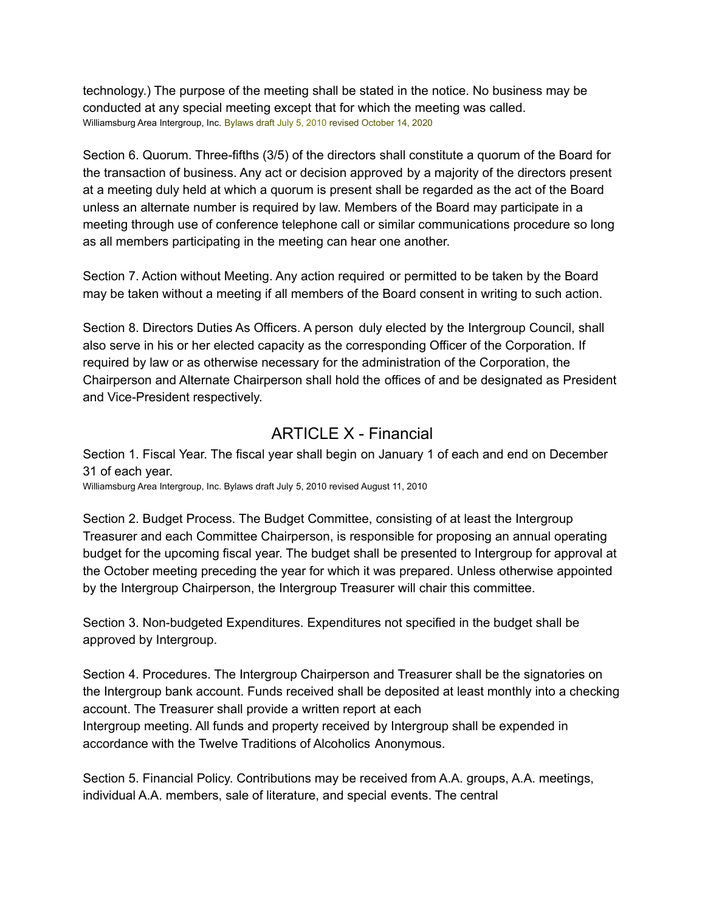technology.) The purpose of the meeting shall be stated in the notice. No business may be conducted at any special meeting except that for which the meeting was called.

Section 6. Quorum. Three-fifths (3/5) of the directors shall constitute a quorum of the Board for the transaction of business. Any act or decision approved by a majority of the directors present at a meeting duly held at which a quorum is present shall be regarded as the act of the Board unless an alternate number is required by law. Members of the Board may participate in a meeting through use of conference telephone call or similar communications procedure so long as all members participating in the meeting can hear one another.

Section 7. Action without Meeting. Any action required or permitted to be taken by the Board may be taken without a meeting if all members of the Board consent in writing to such action.

Section 8. Directors Duties As Officers. A person duly elected by the Intergroup Council, shall also serve in his or her elected capacity as the corresponding Officer of the Corporation. If required by law or as otherwise necessary for the administration of the Corporation, the Chairperson and Alternate Chairperson shall hold the offices of and be designated as President and Vice-President respectively.

## ARTICLE X - Financial

Section 1. Fiscal Year. The fiscal year shall begin on January 1 of each and end on December 31 of each year.

Section 2. Budget Process. The Budget Committee, consisting of at least the Intergroup Treasurer and each Committee Chairperson, is responsible for proposing an annual operating budget for the upcoming fiscal year. The budget shall be presented to Intergroup for approval at the October meeting preceding the year for which it was prepared. Unless otherwise appointed by the Intergroup Chairperson, the Intergroup Treasurer will chair this committee.

Section 3. Non-budgeted Expenditures. Expenditures not specified in the budget shall be approved by Intergroup.

Section 4. Procedures. The Intergroup Chairperson and Treasurer shall be the signatories on the Intergroup bank account. Funds received shall be deposited at least monthly into a checking account. The Treasurer shall provide a written report at each Intergroup meeting. All funds and property received by Intergroup shall be expended in accordance with the Twelve Traditions of Alcoholics Anonymous.

Section 5. Financial Policy. Contributions may be received from A.A. groups, A.A. meetings, individual A.A. members, sale of literature, and special events. The central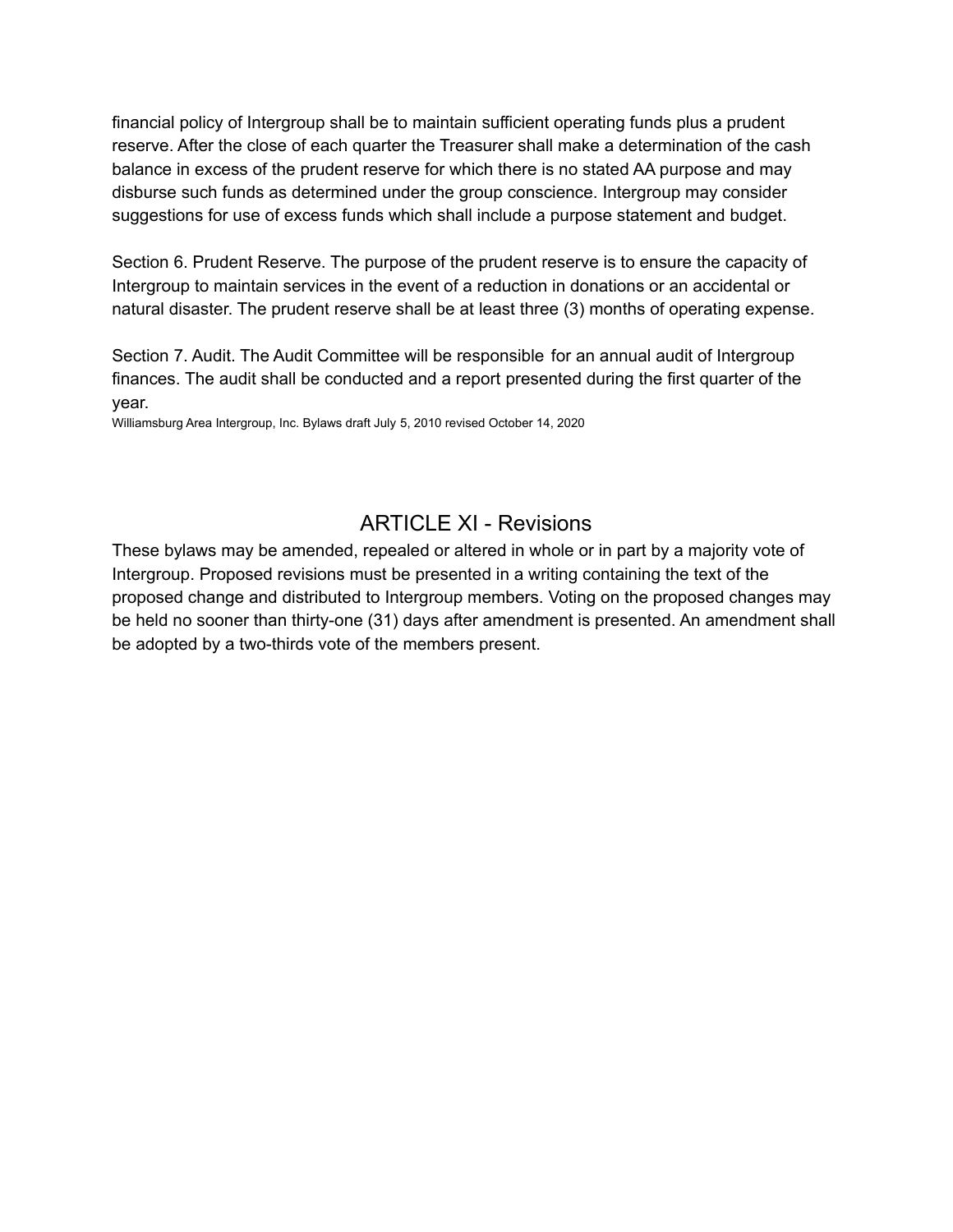financial policy of Intergroup shall be to maintain sufficient operating funds plus a prudent reserve. After the close of each quarter the Treasurer shall make a determination of the cash balance in excess of the prudent reserve for which there is no stated AA purpose and may disburse such funds as determined under the group conscience. Intergroup may consider suggestions for use of excess funds which shall include a purpose statement and budget.

Section 6. Prudent Reserve. The purpose of the prudent reserve is to ensure the capacity of Intergroup to maintain services in the event of a reduction in donations or an accidental or natural disaster. The prudent reserve shall be at least three (3) months of operating expense.

Section 7. Audit. The Audit Committee will be responsible for an annual audit of Intergroup finances. The audit shall be conducted and a report presented during the first quarter of the year.

## ARTICLE XI - Revisions

These bylaws may be amended, repealed or altered in whole or in part by a majority vote of Intergroup. Proposed revisions must be presented in a writing containing the text of the proposed change and distributed to Intergroup members. Voting on the proposed changes may be held no sooner than thirty-one (31) days after amendment is presented. An amendment shall be adopted by a two-thirds vote of the members present.